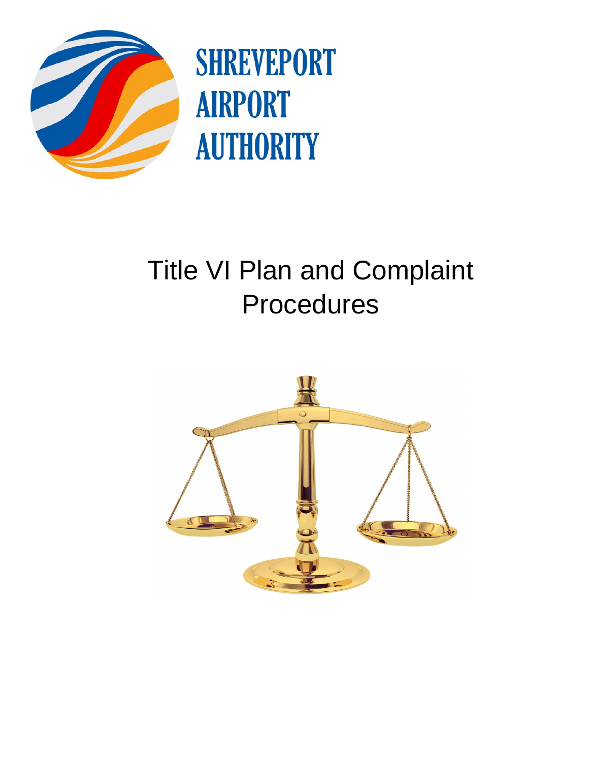# SHREVEPORT AIRPORT AUTHORITY

# Title VI Plan and Complaint Procedures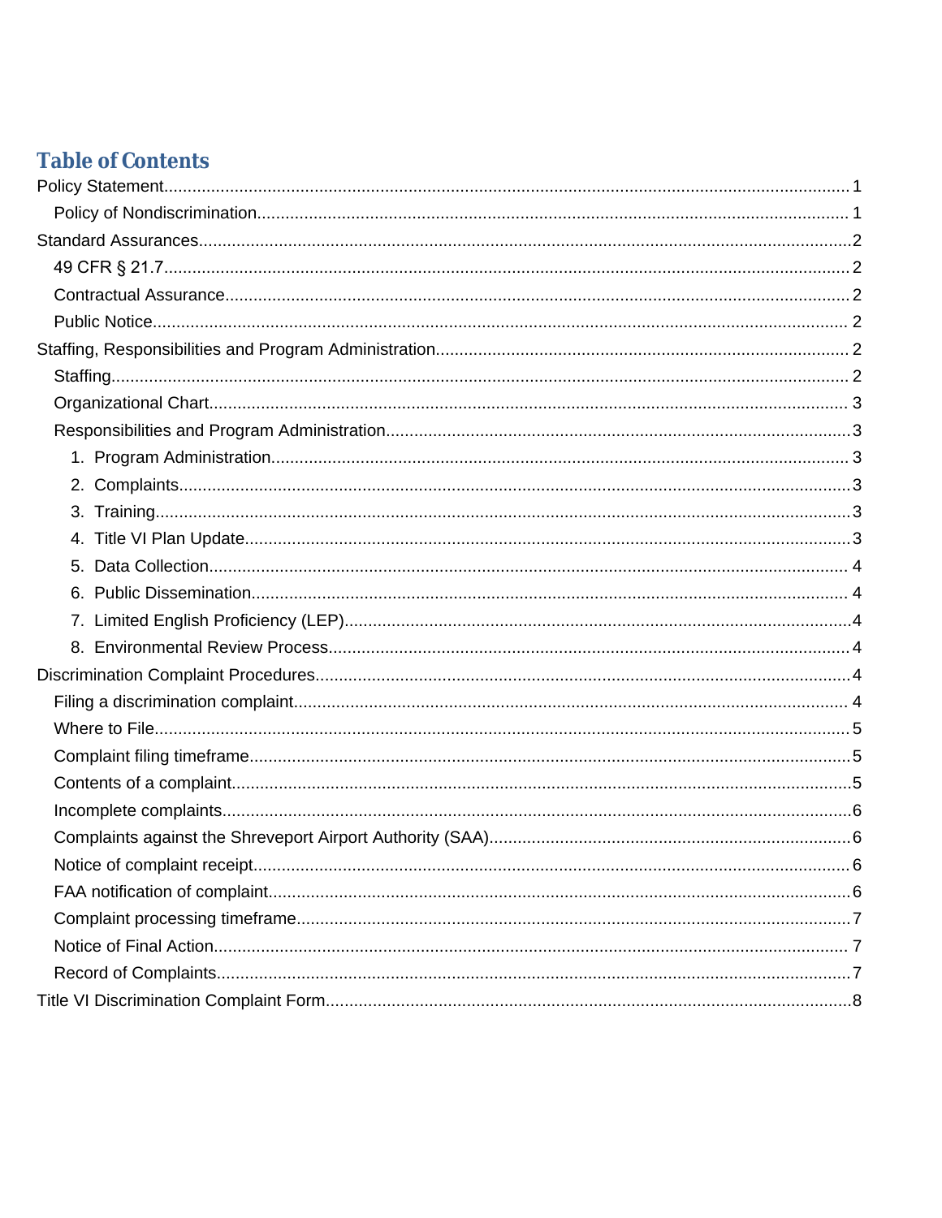# Table of Contents

- Policy Statement ..... 1
  - Policy of Nondiscrimination ..... 1
- Standard Assurances ..... 2
  - 49 CFR § 21.7 ..... 2
  - Contractual Assurance ..... 2
  - Public Notice ..... 2
- Staffing, Responsibilities and Program Administration ..... 2
  - Staffing ..... 2
  - Organizational Chart ..... 3
  - Responsibilities and Program Administration ..... 3
    1. Program Administration ..... 3
    2. Complaints ..... 3
    3. Training ..... 3
    4. Title VI Plan Update ..... 3
    5. Data Collection ..... 4
    6. Public Dissemination ..... 4
    7. Limited English Proficiency (LEP) ..... 4
    8. Environmental Review Process ..... 4
- Discrimination Complaint Procedures ..... 4
  - Filing a discrimination complaint ..... 4
  - Where to File ..... 5
  - Complaint filing timeframe ..... 5
  - Contents of a complaint ..... 5
  - Incomplete complaints ..... 6
  - Complaints against the Shreveport Airport Authority (SAA) ..... 6
  - Notice of complaint receipt ..... 6
  - FAA notification of complaint ..... 6
  - Complaint processing timeframe ..... 7
  - Notice of Final Action ..... 7
  - Record of Complaints ..... 7
- Title VI Discrimination Complaint Form ..... 8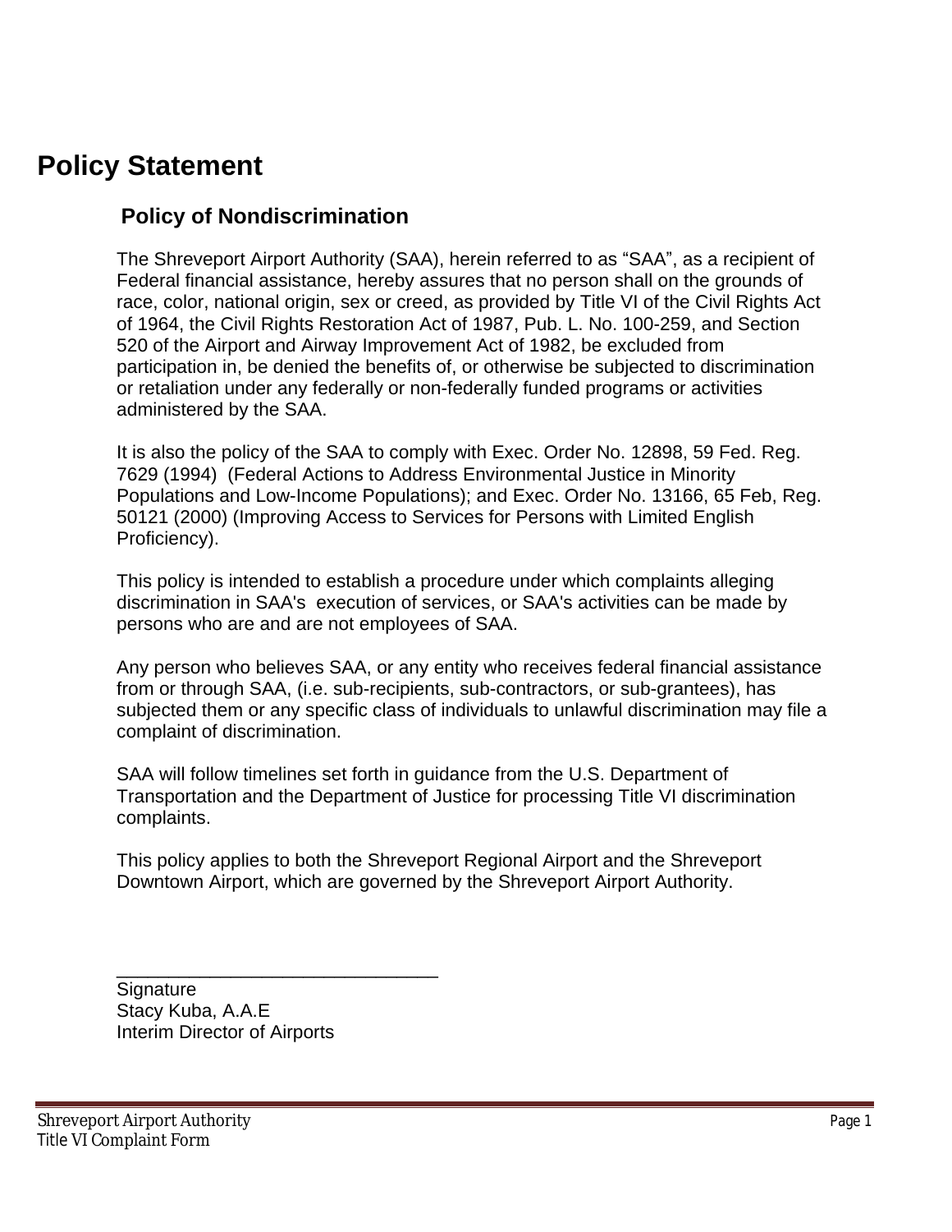# Policy Statement

## Policy of Nondiscrimination

The Shreveport Airport Authority (SAA), herein referred to as "SAA", as a recipient of Federal financial assistance, hereby assures that no person shall on the grounds of race, color, national origin, sex or creed, as provided by Title VI of the Civil Rights Act of 1964, the Civil Rights Restoration Act of 1987, Pub. L. No. 100-259, and Section 520 of the Airport and Airway Improvement Act of 1982, be excluded from participation in, be denied the benefits of, or otherwise be subjected to discrimination or retaliation under any federally or non-federally funded programs or activities administered by the SAA.

It is also the policy of the SAA to comply with Exec. Order No. 12898, 59 Fed. Reg. 7629 (1994) (Federal Actions to Address Environmental Justice in Minority Populations and Low-Income Populations); and Exec. Order No. 13166, 65 Feb, Reg. 50121 (2000) (Improving Access to Services for Persons with Limited English Proficiency).

This policy is intended to establish a procedure under which complaints alleging discrimination in SAA's execution of services, or SAA's activities can be made by persons who are and are not employees of SAA.

Any person who believes SAA, or any entity who receives federal financial assistance from or through SAA, (i.e. sub-recipients, sub-contractors, or sub-grantees), has subjected them or any specific class of individuals to unlawful discrimination may file a complaint of discrimination.

SAA will follow timelines set forth in guidance from the U.S. Department of Transportation and the Department of Justice for processing Title VI discrimination complaints.

This policy applies to both the Shreveport Regional Airport and the Shreveport Downtown Airport, which are governed by the Shreveport Airport Authority.

\_\_\_\_\_\_\_\_\_\_\_\_\_\_\_\_\_\_\_\_\_\_\_\_\_\_\_\_\_\_\_\_

Signature  
Stacy Kuba, A.A.E  
Interim Director of Airports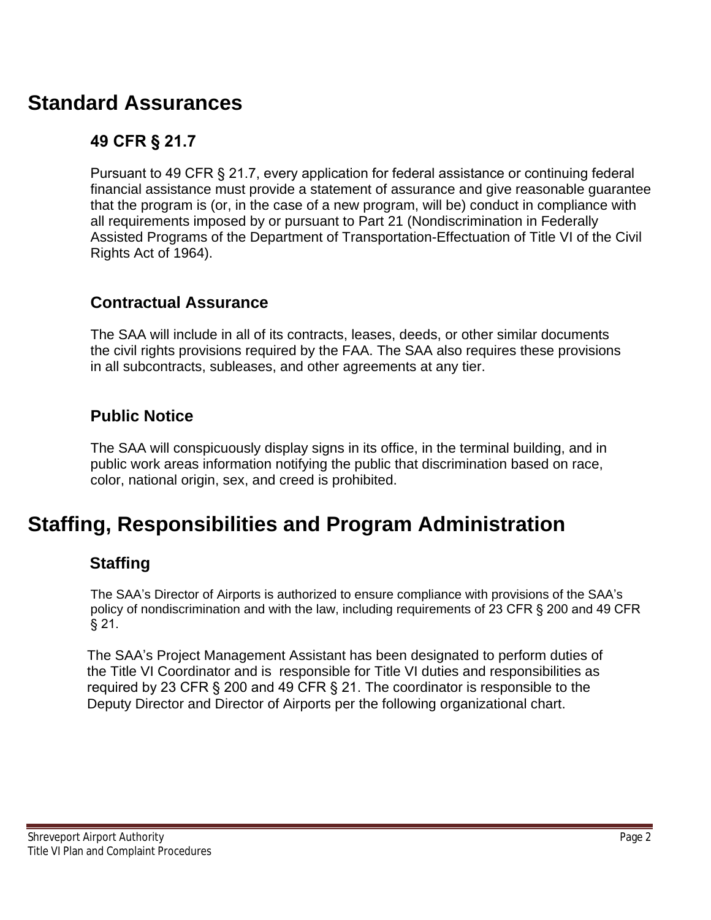# Standard Assurances

## 49 CFR § 21.7

Pursuant to 49 CFR § 21.7, every application for federal assistance or continuing federal financial assistance must provide a statement of assurance and give reasonable guarantee that the program is (or, in the case of a new program, will be) conduct in compliance with all requirements imposed by or pursuant to Part 21 (Nondiscrimination in Federally Assisted Programs of the Department of Transportation-Effectuation of Title VI of the Civil Rights Act of 1964).

## Contractual Assurance

The SAA will include in all of its contracts, leases, deeds, or other similar documents the civil rights provisions required by the FAA. The SAA also requires these provisions in all subcontracts, subleases, and other agreements at any tier.

## Public Notice

The SAA will conspicuously display signs in its office, in the terminal building, and in public work areas information notifying the public that discrimination based on race, color, national origin, sex, and creed is prohibited.

# Staffing, Responsibilities and Program Administration

## Staffing

The SAA's Director of Airports is authorized to ensure compliance with provisions of the SAA's policy of nondiscrimination and with the law, including requirements of 23 CFR § 200 and 49 CFR § 21.

The SAA's Project Management Assistant has been designated to perform duties of the Title VI Coordinator and is responsible for Title VI duties and responsibilities as required by 23 CFR § 200 and 49 CFR § 21. The coordinator is responsible to the Deputy Director and Director of Airports per the following organizational chart.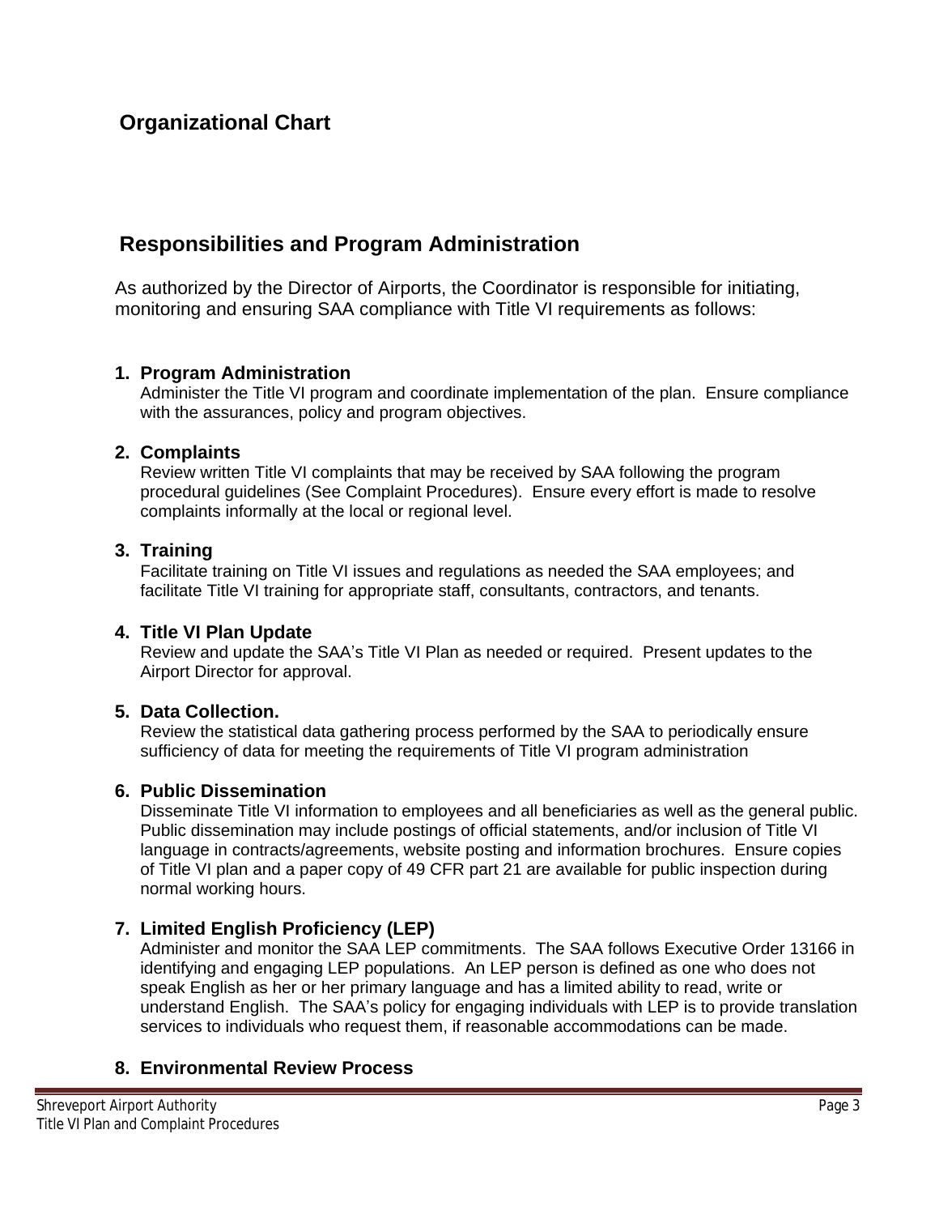## Organizational Chart

## Responsibilities and Program Administration

As authorized by the Director of Airports, the Coordinator is responsible for initiating, monitoring and ensuring SAA compliance with Title VI requirements as follows:

1. **Program Administration**
   Administer the Title VI program and coordinate implementation of the plan. Ensure compliance with the assurances, policy and program objectives.

2. **Complaints**
   Review written Title VI complaints that may be received by SAA following the program procedural guidelines (See Complaint Procedures). Ensure every effort is made to resolve complaints informally at the local or regional level.

3. **Training**
   Facilitate training on Title VI issues and regulations as needed the SAA employees; and facilitate Title VI training for appropriate staff, consultants, contractors, and tenants.

4. **Title VI Plan Update**
   Review and update the SAA's Title VI Plan as needed or required. Present updates to the Airport Director for approval.

5. **Data Collection.**
   Review the statistical data gathering process performed by the SAA to periodically ensure sufficiency of data for meeting the requirements of Title VI program administration

6. **Public Dissemination**
   Disseminate Title VI information to employees and all beneficiaries as well as the general public. Public dissemination may include postings of official statements, and/or inclusion of Title VI language in contracts/agreements, website posting and information brochures. Ensure copies of Title VI plan and a paper copy of 49 CFR part 21 are available for public inspection during normal working hours.

7. **Limited English Proficiency (LEP)**
   Administer and monitor the SAA LEP commitments. The SAA follows Executive Order 13166 in identifying and engaging LEP populations. An LEP person is defined as one who does not speak English as her or her primary language and has a limited ability to read, write or understand English. The SAA's policy for engaging individuals with LEP is to provide translation services to individuals who request them, if reasonable accommodations can be made.

8. **Environmental Review Process**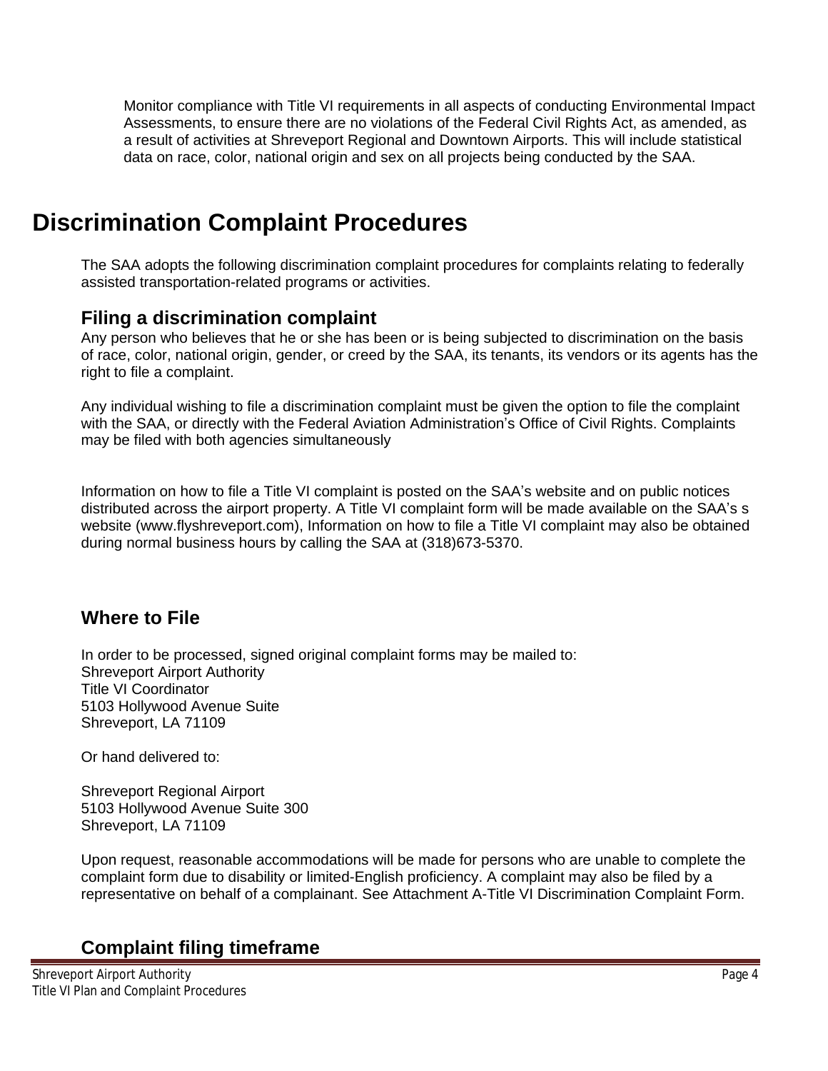Monitor compliance with Title VI requirements in all aspects of conducting Environmental Impact Assessments, to ensure there are no violations of the Federal Civil Rights Act, as amended, as a result of activities at Shreveport Regional and Downtown Airports. This will include statistical data on race, color, national origin and sex on all projects being conducted by the SAA.

# Discrimination Complaint Procedures

The SAA adopts the following discrimination complaint procedures for complaints relating to federally assisted transportation-related programs or activities.

## Filing a discrimination complaint

Any person who believes that he or she has been or is being subjected to discrimination on the basis of race, color, national origin, gender, or creed by the SAA, its tenants, its vendors or its agents has the right to file a complaint.

Any individual wishing to file a discrimination complaint must be given the option to file the complaint with the SAA, or directly with the Federal Aviation Administration's Office of Civil Rights. Complaints may be filed with both agencies simultaneously

Information on how to file a Title VI complaint is posted on the SAA's website and on public notices distributed across the airport property. A Title VI complaint form will be made available on the SAA's s website (www.flyshreveport.com), Information on how to file a Title VI complaint may also be obtained during normal business hours by calling the SAA at (318)673-5370.

## Where to File

In order to be processed, signed original complaint forms may be mailed to:
Shreveport Airport Authority
Title VI Coordinator
5103 Hollywood Avenue Suite
Shreveport, LA 71109

Or hand delivered to:

Shreveport Regional Airport
5103 Hollywood Avenue Suite 300
Shreveport, LA 71109

Upon request, reasonable accommodations will be made for persons who are unable to complete the complaint form due to disability or limited-English proficiency. A complaint may also be filed by a representative on behalf of a complainant. See Attachment A-Title VI Discrimination Complaint Form.

## Complaint filing timeframe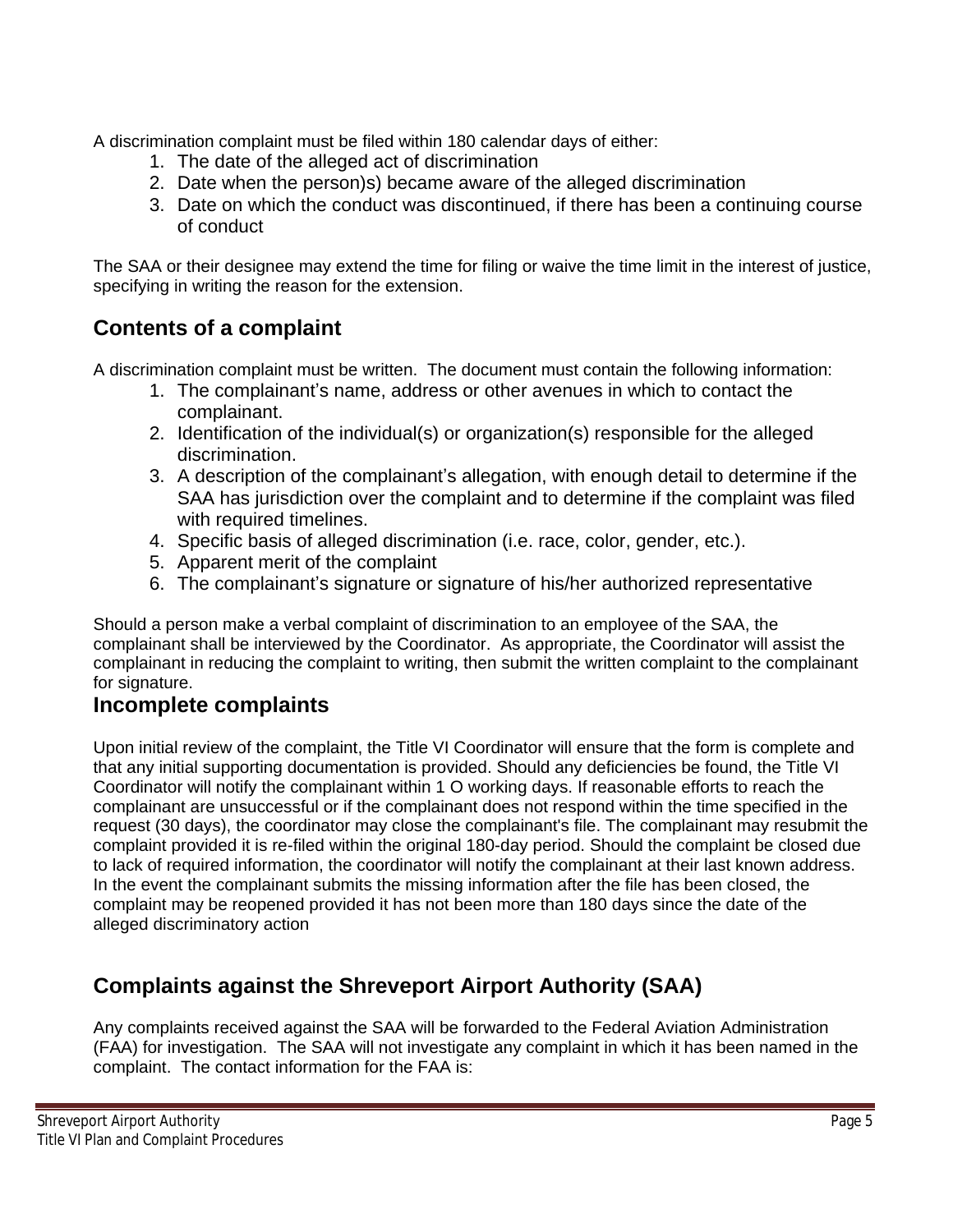A discrimination complaint must be filed within 180 calendar days of either:

1. The date of the alleged act of discrimination
2. Date when the person)s) became aware of the alleged discrimination
3. Date on which the conduct was discontinued, if there has been a continuing course of conduct

The SAA or their designee may extend the time for filing or waive the time limit in the interest of justice, specifying in writing the reason for the extension.

## Contents of a complaint

A discrimination complaint must be written. The document must contain the following information:

1. The complainant's name, address or other avenues in which to contact the complainant.
2. Identification of the individual(s) or organization(s) responsible for the alleged discrimination.
3. A description of the complainant's allegation, with enough detail to determine if the SAA has jurisdiction over the complaint and to determine if the complaint was filed with required timelines.
4. Specific basis of alleged discrimination (i.e. race, color, gender, etc.).
5. Apparent merit of the complaint
6. The complainant's signature or signature of his/her authorized representative

Should a person make a verbal complaint of discrimination to an employee of the SAA, the complainant shall be interviewed by the Coordinator. As appropriate, the Coordinator will assist the complainant in reducing the complaint to writing, then submit the written complaint to the complainant for signature.

## Incomplete complaints

Upon initial review of the complaint, the Title VI Coordinator will ensure that the form is complete and that any initial supporting documentation is provided. Should any deficiencies be found, the Title VI Coordinator will notify the complainant within 1 O working days. If reasonable efforts to reach the complainant are unsuccessful or if the complainant does not respond within the time specified in the request (30 days), the coordinator may close the complainant's file. The complainant may resubmit the complaint provided it is re-filed within the original 180-day period. Should the complaint be closed due to lack of required information, the coordinator will notify the complainant at their last known address. In the event the complainant submits the missing information after the file has been closed, the complaint may be reopened provided it has not been more than 180 days since the date of the alleged discriminatory action

## Complaints against the Shreveport Airport Authority (SAA)

Any complaints received against the SAA will be forwarded to the Federal Aviation Administration (FAA) for investigation. The SAA will not investigate any complaint in which it has been named in the complaint. The contact information for the FAA is: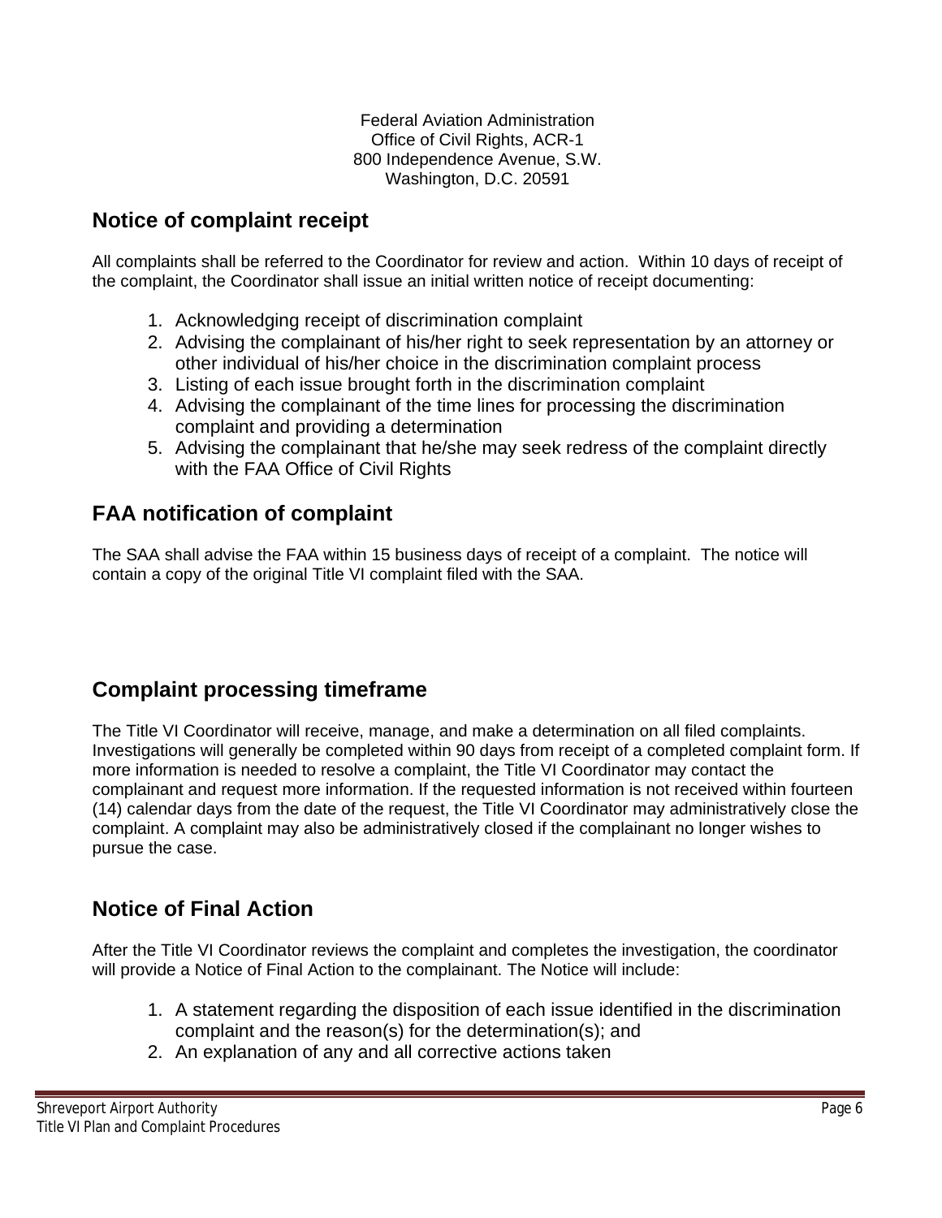Federal Aviation Administration
Office of Civil Rights, ACR-1
800 Independence Avenue, S.W.
Washington, D.C. 20591

## Notice of complaint receipt

All complaints shall be referred to the Coordinator for review and action. Within 10 days of receipt of the complaint, the Coordinator shall issue an initial written notice of receipt documenting:

1. Acknowledging receipt of discrimination complaint
2. Advising the complainant of his/her right to seek representation by an attorney or other individual of his/her choice in the discrimination complaint process
3. Listing of each issue brought forth in the discrimination complaint
4. Advising the complainant of the time lines for processing the discrimination complaint and providing a determination
5. Advising the complainant that he/she may seek redress of the complaint directly with the FAA Office of Civil Rights

## FAA notification of complaint

The SAA shall advise the FAA within 15 business days of receipt of a complaint. The notice will contain a copy of the original Title VI complaint filed with the SAA.

## Complaint processing timeframe

The Title VI Coordinator will receive, manage, and make a determination on all filed complaints. Investigations will generally be completed within 90 days from receipt of a completed complaint form. If more information is needed to resolve a complaint, the Title VI Coordinator may contact the complainant and request more information. If the requested information is not received within fourteen (14) calendar days from the date of the request, the Title VI Coordinator may administratively close the complaint. A complaint may also be administratively closed if the complainant no longer wishes to pursue the case.

## Notice of Final Action

After the Title VI Coordinator reviews the complaint and completes the investigation, the coordinator will provide a Notice of Final Action to the complainant. The Notice will include:

1. A statement regarding the disposition of each issue identified in the discrimination complaint and the reason(s) for the determination(s); and
2. An explanation of any and all corrective actions taken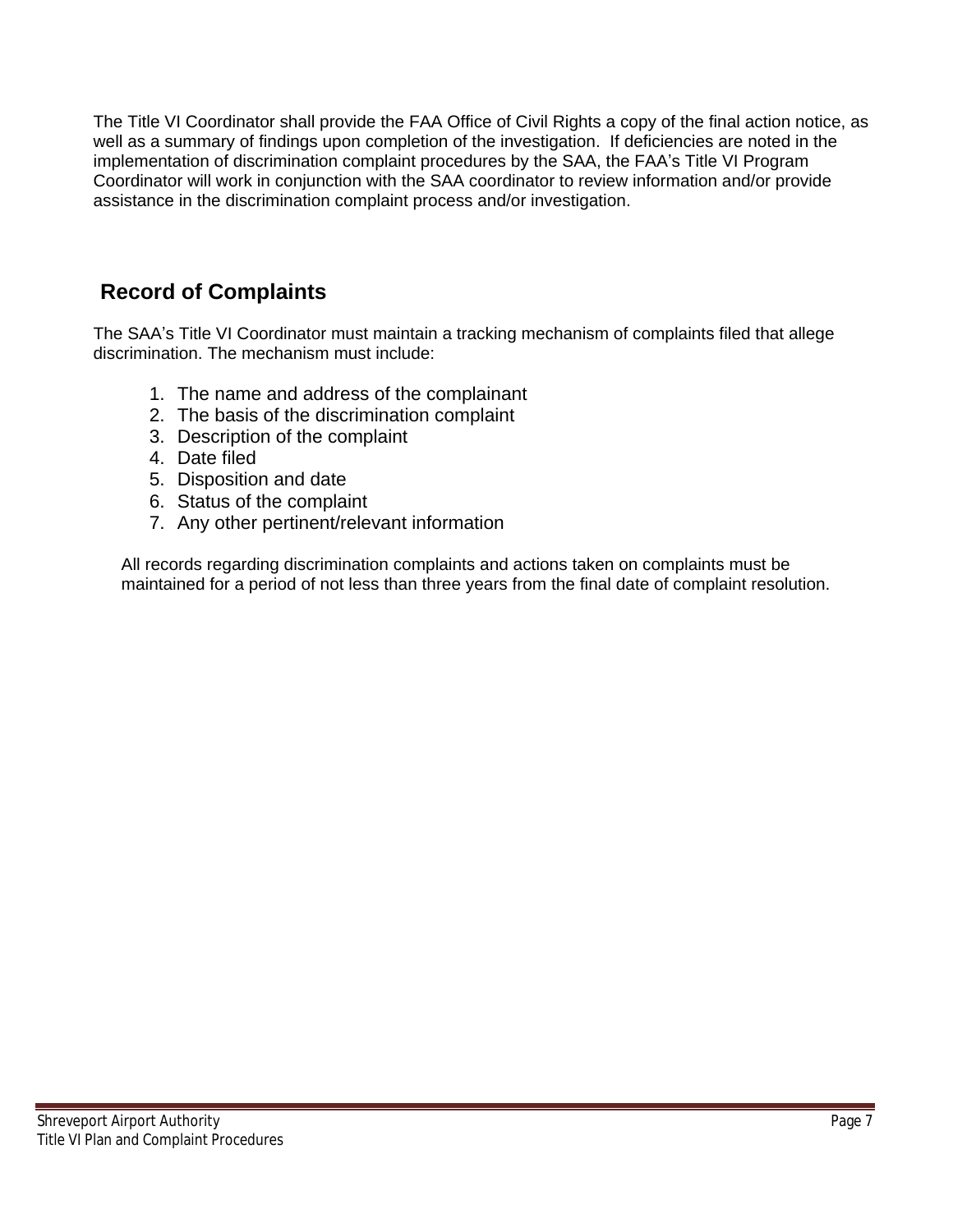The Title VI Coordinator shall provide the FAA Office of Civil Rights a copy of the final action notice, as well as a summary of findings upon completion of the investigation. If deficiencies are noted in the implementation of discrimination complaint procedures by the SAA, the FAA's Title VI Program Coordinator will work in conjunction with the SAA coordinator to review information and/or provide assistance in the discrimination complaint process and/or investigation.

## Record of Complaints

The SAA's Title VI Coordinator must maintain a tracking mechanism of complaints filed that allege discrimination. The mechanism must include:

1. The name and address of the complainant
2. The basis of the discrimination complaint
3. Description of the complaint
4. Date filed
5. Disposition and date
6. Status of the complaint
7. Any other pertinent/relevant information

All records regarding discrimination complaints and actions taken on complaints must be maintained for a period of not less than three years from the final date of complaint resolution.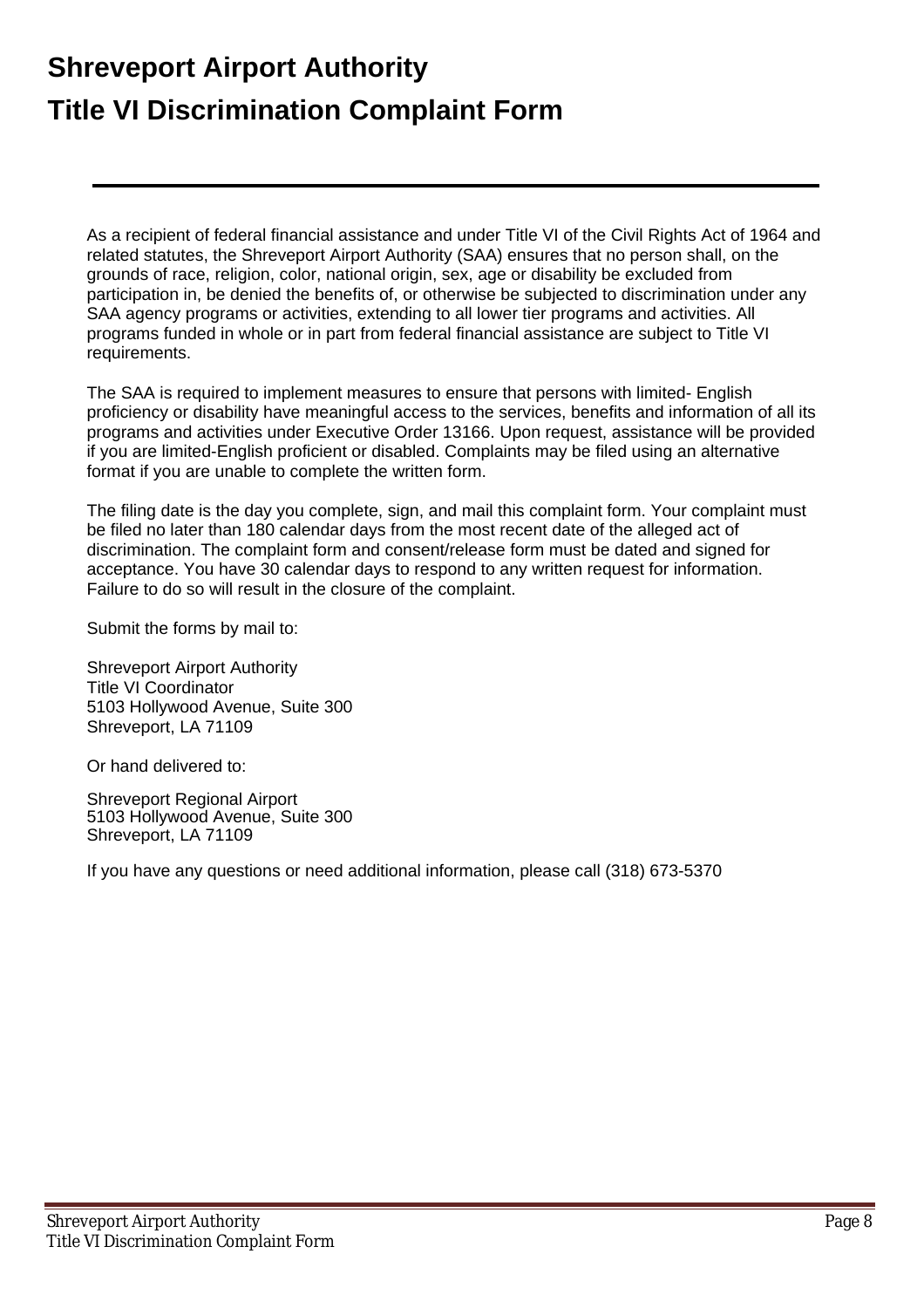# Shreveport Airport Authority

# Title VI Discrimination Complaint Form

As a recipient of federal financial assistance and under Title VI of the Civil Rights Act of 1964 and related statutes, the Shreveport Airport Authority (SAA) ensures that no person shall, on the grounds of race, religion, color, national origin, sex, age or disability be excluded from participation in, be denied the benefits of, or otherwise be subjected to discrimination under any SAA agency programs or activities, extending to all lower tier programs and activities. All programs funded in whole or in part from federal financial assistance are subject to Title VI requirements.

The SAA is required to implement measures to ensure that persons with limited- English proficiency or disability have meaningful access to the services, benefits and information of all its programs and activities under Executive Order 13166. Upon request, assistance will be provided if you are limited-English proficient or disabled. Complaints may be filed using an alternative format if you are unable to complete the written form.

The filing date is the day you complete, sign, and mail this complaint form. Your complaint must be filed no later than 180 calendar days from the most recent date of the alleged act of discrimination. The complaint form and consent/release form must be dated and signed for acceptance. You have 30 calendar days to respond to any written request for information. Failure to do so will result in the closure of the complaint.

Submit the forms by mail to:

Shreveport Airport Authority
Title VI Coordinator
5103 Hollywood Avenue, Suite 300
Shreveport, LA 71109

Or hand delivered to:

Shreveport Regional Airport
5103 Hollywood Avenue, Suite 300
Shreveport, LA 71109

If you have any questions or need additional information, please call (318) 673-5370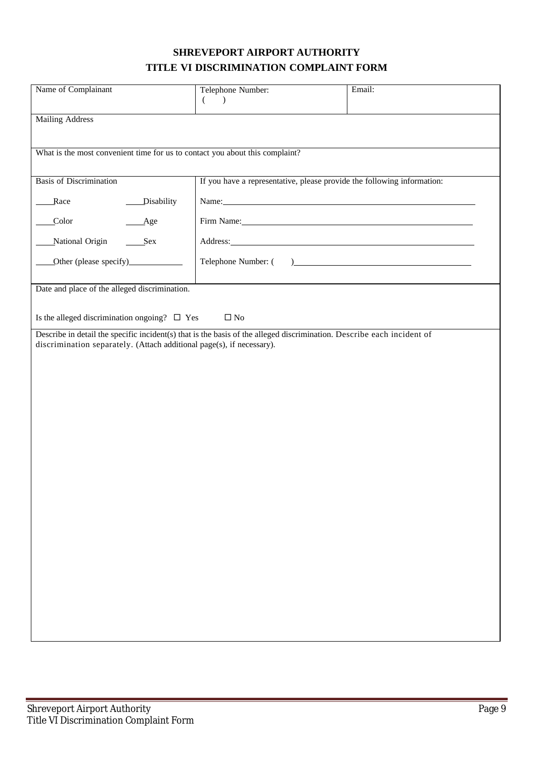# SHREVEPORT AIRPORT AUTHORITY
## TITLE VI DISCRIMINATION COMPLAINT FORM

| Name of Complainant | Telephone Number: ( ) | Email: |
|---|---|---|
| Mailing Address | | |
| What is the most convenient time for us to contact you about this complaint? | | |

| Basis of Discrimination | If you have a representative, please provide the following information: |
|---|---|
| ____Race ____Disability | Name:______________________________ |
| ____Color ____Age | Firm Name:______________________________ |
| ____National Origin ____Sex | Address:______________________________ |
| ____Other (please specify)____________ | Telephone Number: ( )______________________________ |

Date and place of the alleged discrimination.

Is the alleged discrimination ongoing? ☐ Yes ☐ No

Describe in detail the specific incident(s) that is the basis of the alleged discrimination. Describe each incident of discrimination separately. (Attach additional page(s), if necessary).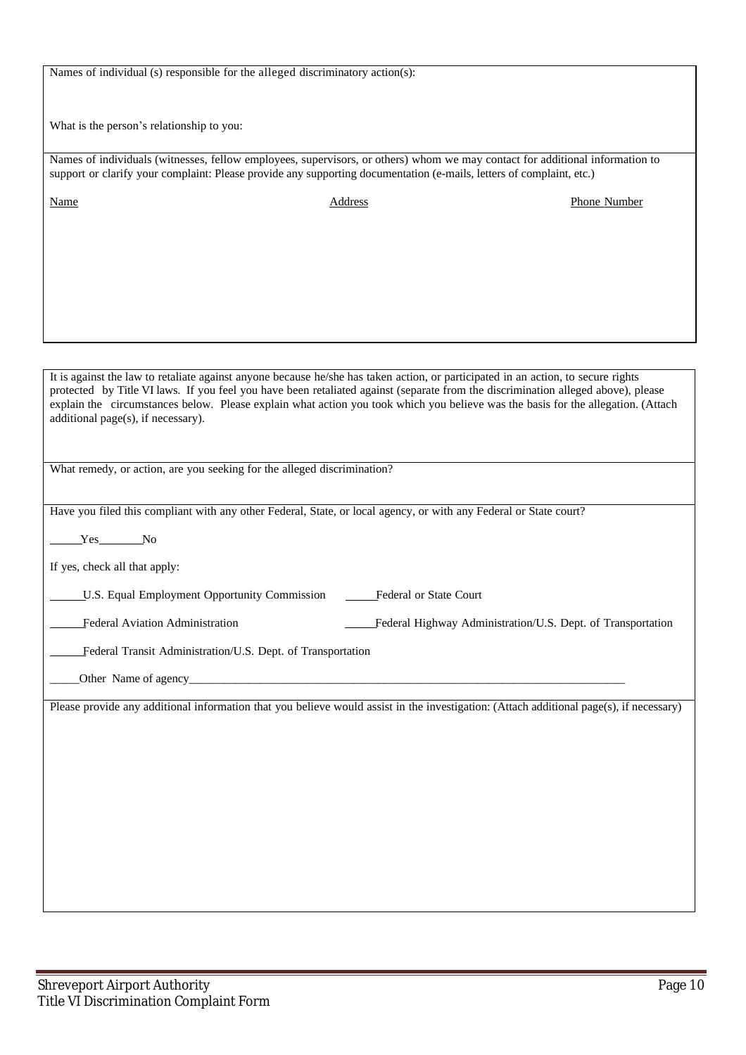Names of individual (s) responsible for the alleged discriminatory action(s):

What is the person's relationship to you:

Names of individuals (witnesses, fellow employees, supervisors, or others) whom we may contact for additional information to support or clarify your complaint: Please provide any supporting documentation (e-mails, letters of complaint, etc.)

| Name | Address | Phone Number |
|---|---|---|
| | | |

It is against the law to retaliate against anyone because he/she has taken action, or participated in an action, to secure rights protected by Title VI laws. If you feel you have been retaliated against (separate from the discrimination alleged above), please explain the circumstances below. Please explain what action you took which you believe was the basis for the allegation. (Attach additional page(s), if necessary).

What remedy, or action, are you seeking for the alleged discrimination?

Have you filed this compliant with any other Federal, State, or local agency, or with any Federal or State court?

_____Yes_______No

If yes, check all that apply:

_____U.S. Equal Employment Opportunity Commission _____Federal or State Court

_____Federal Aviation Administration _____Federal Highway Administration/U.S. Dept. of Transportation

_____Federal Transit Administration/U.S. Dept. of Transportation

_____Other Name of agency_______________________________________________________________

Please provide any additional information that you believe would assist in the investigation: (Attach additional page(s), if necessary)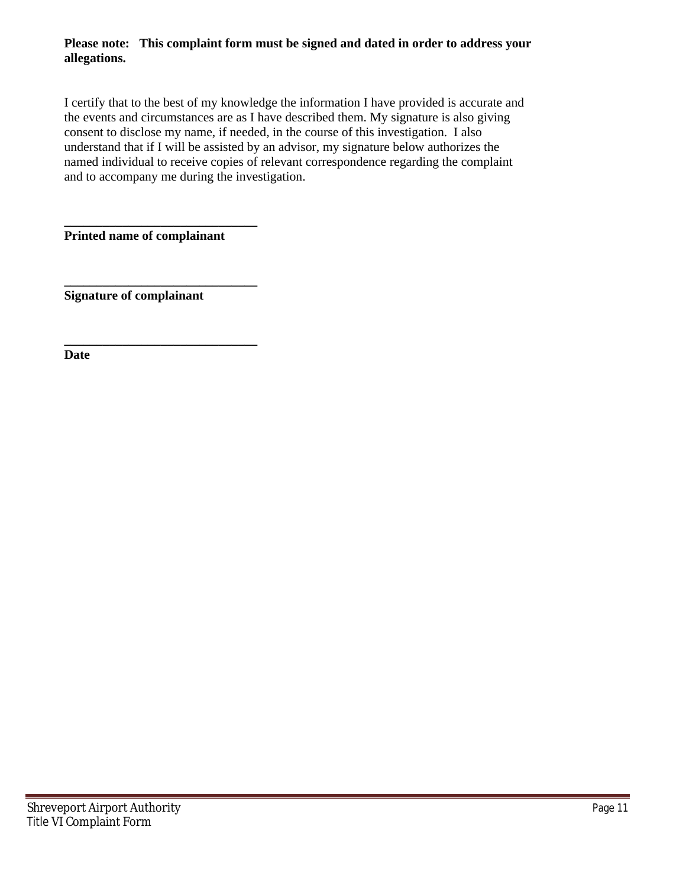**Please note: This complaint form must be signed and dated in order to address your allegations.**

I certify that to the best of my knowledge the information I have provided is accurate and the events and circumstances are as I have described them. My signature is also giving consent to disclose my name, if needed, in the course of this investigation. I also understand that if I will be assisted by an advisor, my signature below authorizes the named individual to receive copies of relevant correspondence regarding the complaint and to accompany me during the investigation.

______________________________
**Printed name of complainant**

______________________________
**Signature of complainant**

______________________________
**Date**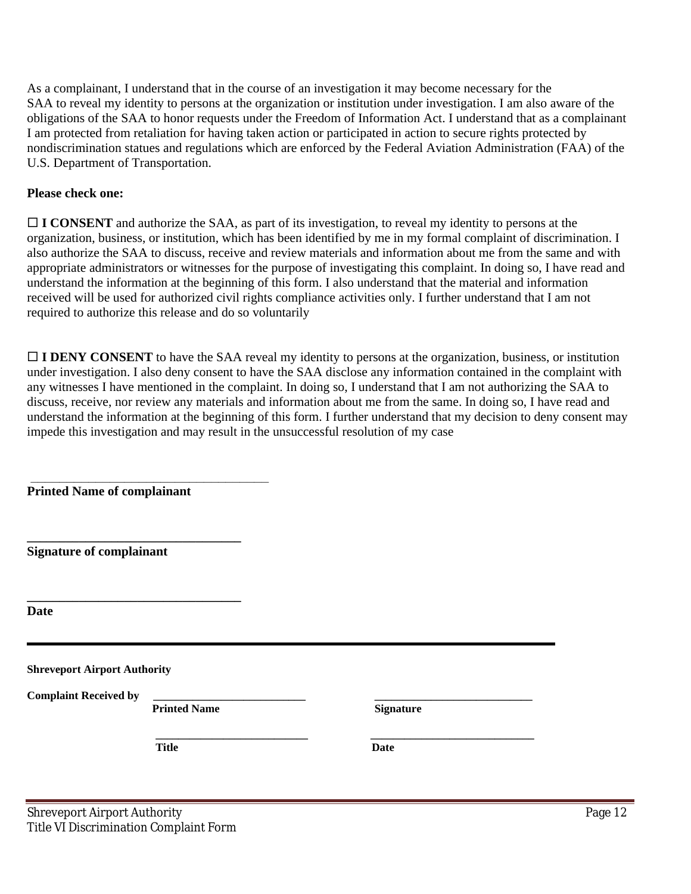As a complainant, I understand that in the course of an investigation it may become necessary for the SAA to reveal my identity to persons at the organization or institution under investigation. I am also aware of the obligations of the SAA to honor requests under the Freedom of Information Act. I understand that as a complainant I am protected from retaliation for having taken action or participated in action to secure rights protected by nondiscrimination statues and regulations which are enforced by the Federal Aviation Administration (FAA) of the U.S. Department of Transportation.

**Please check one:**

☐ **I CONSENT** and authorize the SAA, as part of its investigation, to reveal my identity to persons at the organization, business, or institution, which has been identified by me in my formal complaint of discrimination. I also authorize the SAA to discuss, receive and review materials and information about me from the same and with appropriate administrators or witnesses for the purpose of investigating this complaint. In doing so, I have read and understand the information at the beginning of this form. I also understand that the material and information received will be used for authorized civil rights compliance activities only. I further understand that I am not required to authorize this release and do so voluntarily

☐ **I DENY CONSENT** to have the SAA reveal my identity to persons at the organization, business, or institution under investigation. I also deny consent to have the SAA disclose any information contained in the complaint with any witnesses I have mentioned in the complaint. In doing so, I understand that I am not authorizing the SAA to discuss, receive, nor review any materials and information about me from the same. In doing so, I have read and understand the information at the beginning of this form. I further understand that my decision to deny consent may impede this investigation and may result in the unsuccessful resolution of my case

______________________________________
**Printed Name of complainant**

______________________________________
**Signature of complainant**

______________________________________
**Date**

---

**Shreveport Airport Authority**

**Complaint Received by** ______________________________ ______________________________
**Printed Name** **Signature**

______________________________ ______________________________
**Title** **Date**